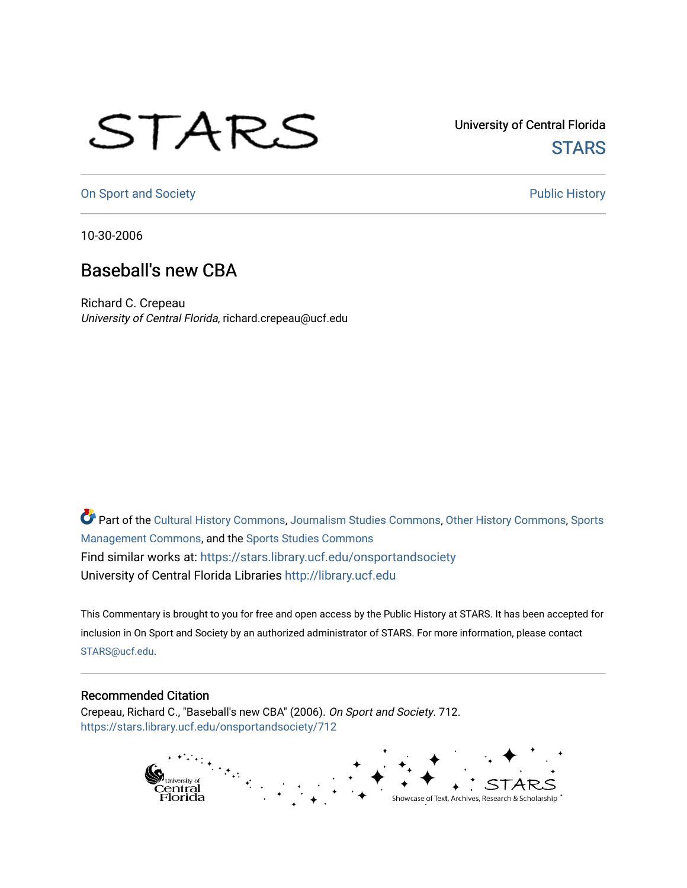University of Central Florida

STARS

On Sport and Society

Public History

10-30-2006

# Baseball's new CBA

Richard C. Crepeau

*University of Central Florida*, richard.crepeau@ucf.edu

Part of the Cultural History Commons, Journalism Studies Commons, Other History Commons, Sports Management Commons, and the Sports Studies Commons

Find similar works at: https://stars.library.ucf.edu/onsportandsociety

University of Central Florida Libraries http://library.ucf.edu

This Commentary is brought to you for free and open access by the Public History at STARS. It has been accepted for inclusion in On Sport and Society by an authorized administrator of STARS. For more information, please contact STARS@ucf.edu.

## Recommended Citation

Crepeau, Richard C., "Baseball's new CBA" (2006). *On Sport and Society*. 712.
https://stars.library.ucf.edu/onsportandsociety/712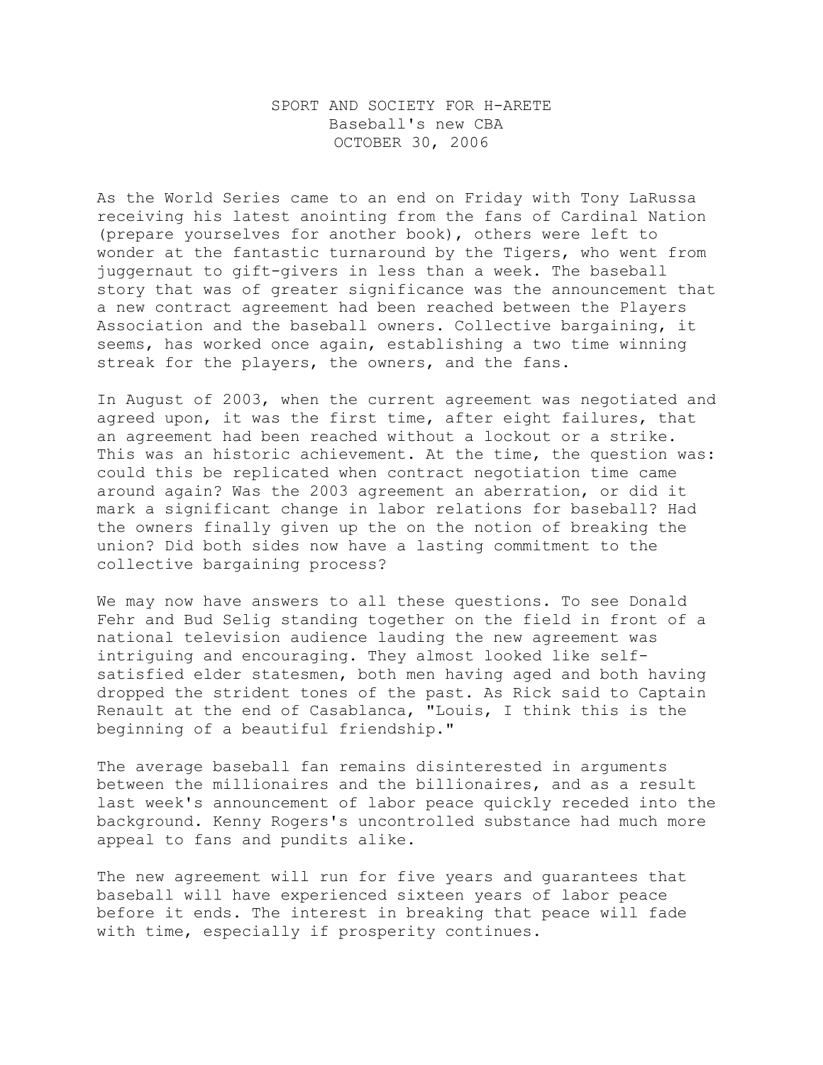# SPORT AND SOCIETY FOR H-ARETE
## Baseball's new CBA
### OCTOBER 30, 2006

As the World Series came to an end on Friday with Tony LaRussa receiving his latest anointing from the fans of Cardinal Nation (prepare yourselves for another book), others were left to wonder at the fantastic turnaround by the Tigers, who went from juggernaut to gift-givers in less than a week. The baseball story that was of greater significance was the announcement that a new contract agreement had been reached between the Players Association and the baseball owners. Collective bargaining, it seems, has worked once again, establishing a two time winning streak for the players, the owners, and the fans.

In August of 2003, when the current agreement was negotiated and agreed upon, it was the first time, after eight failures, that an agreement had been reached without a lockout or a strike. This was an historic achievement. At the time, the question was: could this be replicated when contract negotiation time came around again? Was the 2003 agreement an aberration, or did it mark a significant change in labor relations for baseball? Had the owners finally given up the on the notion of breaking the union? Did both sides now have a lasting commitment to the collective bargaining process?

We may now have answers to all these questions. To see Donald Fehr and Bud Selig standing together on the field in front of a national television audience lauding the new agreement was intriguing and encouraging. They almost looked like self-satisfied elder statesmen, both men having aged and both having dropped the strident tones of the past. As Rick said to Captain Renault at the end of Casablanca, "Louis, I think this is the beginning of a beautiful friendship."

The average baseball fan remains disinterested in arguments between the millionaires and the billionaires, and as a result last week's announcement of labor peace quickly receded into the background. Kenny Rogers's uncontrolled substance had much more appeal to fans and pundits alike.

The new agreement will run for five years and guarantees that baseball will have experienced sixteen years of labor peace before it ends. The interest in breaking that peace will fade with time, especially if prosperity continues.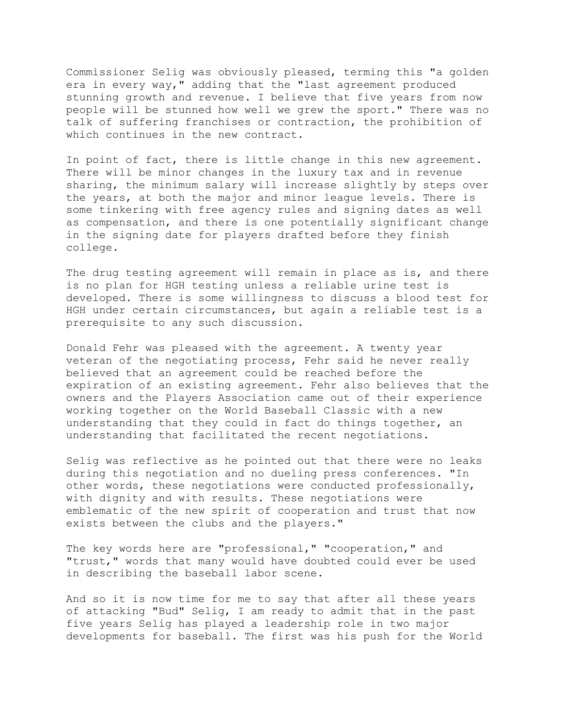Commissioner Selig was obviously pleased, terming this "a golden era in every way," adding that the "last agreement produced stunning growth and revenue. I believe that five years from now people will be stunned how well we grew the sport." There was no talk of suffering franchises or contraction, the prohibition of which continues in the new contract.

In point of fact, there is little change in this new agreement. There will be minor changes in the luxury tax and in revenue sharing, the minimum salary will increase slightly by steps over the years, at both the major and minor league levels. There is some tinkering with free agency rules and signing dates as well as compensation, and there is one potentially significant change in the signing date for players drafted before they finish college.

The drug testing agreement will remain in place as is, and there is no plan for HGH testing unless a reliable urine test is developed. There is some willingness to discuss a blood test for HGH under certain circumstances, but again a reliable test is a prerequisite to any such discussion.

Donald Fehr was pleased with the agreement. A twenty year veteran of the negotiating process, Fehr said he never really believed that an agreement could be reached before the expiration of an existing agreement. Fehr also believes that the owners and the Players Association came out of their experience working together on the World Baseball Classic with a new understanding that they could in fact do things together, an understanding that facilitated the recent negotiations.

Selig was reflective as he pointed out that there were no leaks during this negotiation and no dueling press conferences. "In other words, these negotiations were conducted professionally, with dignity and with results. These negotiations were emblematic of the new spirit of cooperation and trust that now exists between the clubs and the players."

The key words here are "professional," "cooperation," and "trust," words that many would have doubted could ever be used in describing the baseball labor scene.

And so it is now time for me to say that after all these years of attacking "Bud" Selig, I am ready to admit that in the past five years Selig has played a leadership role in two major developments for baseball. The first was his push for the World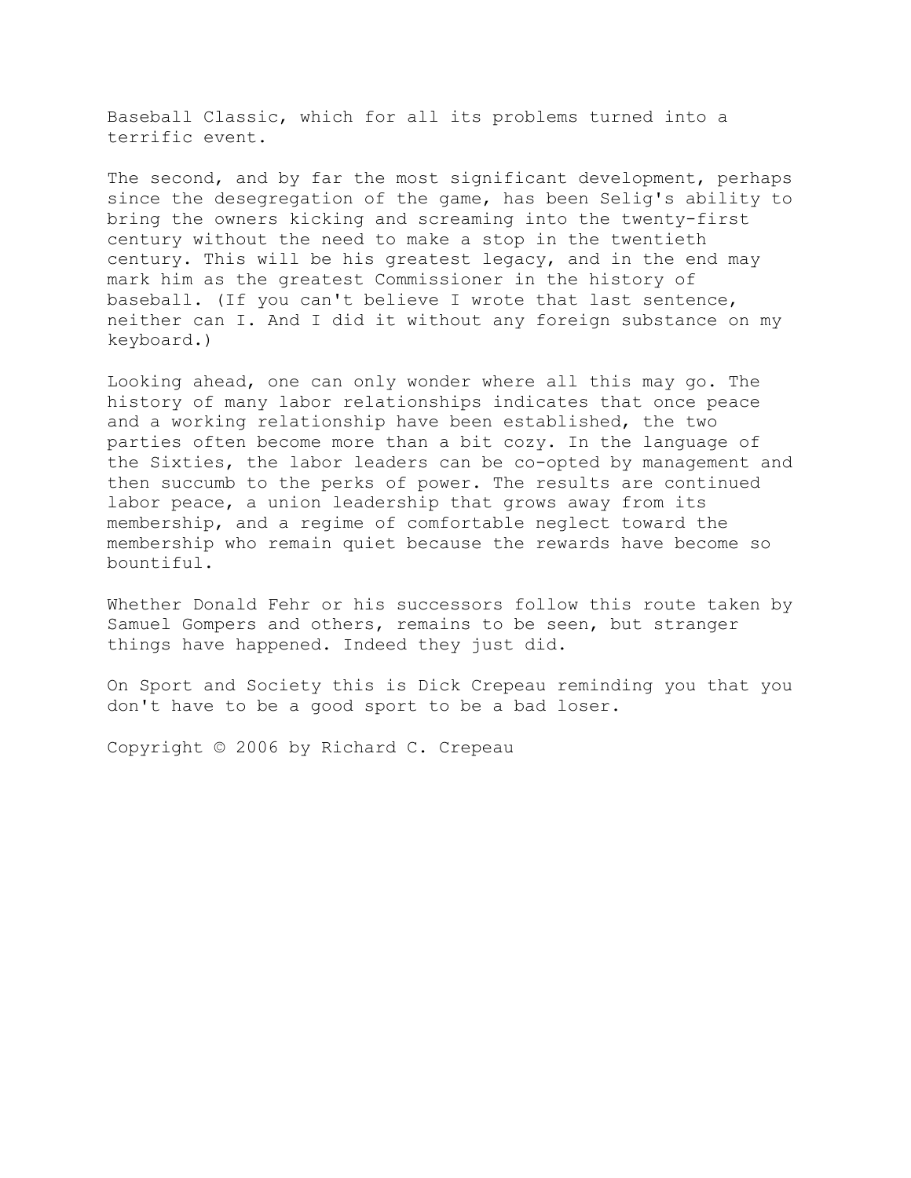Baseball Classic, which for all its problems turned into a terrific event.

The second, and by far the most significant development, perhaps since the desegregation of the game, has been Selig's ability to bring the owners kicking and screaming into the twenty-first century without the need to make a stop in the twentieth century. This will be his greatest legacy, and in the end may mark him as the greatest Commissioner in the history of baseball. (If you can't believe I wrote that last sentence, neither can I. And I did it without any foreign substance on my keyboard.)

Looking ahead, one can only wonder where all this may go. The history of many labor relationships indicates that once peace and a working relationship have been established, the two parties often become more than a bit cozy. In the language of the Sixties, the labor leaders can be co-opted by management and then succumb to the perks of power. The results are continued labor peace, a union leadership that grows away from its membership, and a regime of comfortable neglect toward the membership who remain quiet because the rewards have become so bountiful.

Whether Donald Fehr or his successors follow this route taken by Samuel Gompers and others, remains to be seen, but stranger things have happened. Indeed they just did.

On Sport and Society this is Dick Crepeau reminding you that you don't have to be a good sport to be a bad loser.

Copyright © 2006 by Richard C. Crepeau